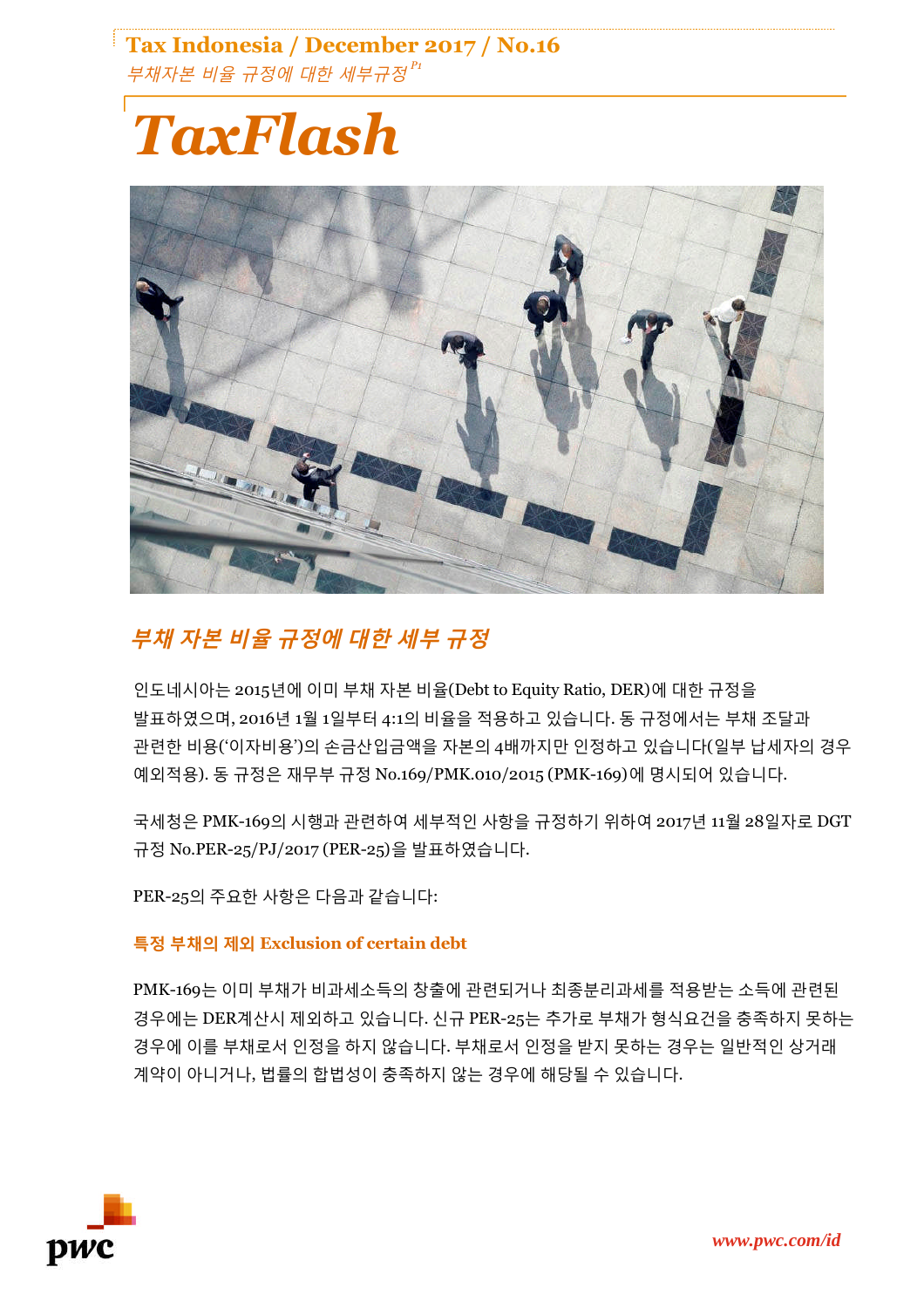**Tax Indonesia / December 2017 / No.16**

*부채자본 비율 규정에 대한 세부규정*

# TaxFlash

## 부채 자본 비율 규정에 대한 세부 규정

인도네시아는 2015년에 이미 부채 자본 비율(Debt to Equity Ratio, DER)에 대한 규정을 발표하였으며, 2016년 1월 1일부터 4:1의 비율을 적용하고 있습니다. 동 규정에서는 부채 조달과 관련한 비용('이자비용')의 손금산입금액을 자본의 4배까지만 인정하고 있습니다(일부 납세자의 경우 예외적용). 동 규정은 재무부 규정 No.169/PMK.010/2015 (PMK-169)에 명시되어 있습니다.

국세청은 PMK-169의 시행과 관련하여 세부적인 사항을 규정하기 위하여 2017년 11월 28일자로 DGT 규정 No.PER-25/PJ/2017 (PER-25)을 발표하였습니다.

PER-25의 주요한 사항은 다음과 같습니다:

### 특정 부채의 제외 Exclusion of certain debt

PMK-169는 이미 부채가 비과세소득의 창출에 관련되거나 최종분리과세를 적용받는 소득에 관련된 경우에는 DER계산시 제외하고 있습니다. 신규 PER-25는 추가로 부채가 형식요건을 충족하지 못하는 경우에 이를 부채로서 인정을 하지 않습니다. 부채로서 인정을 받지 못하는 경우는 일반적인 상거래 계약이 아니거나, 법률의 합법성이 충족하지 않는 경우에 해당될 수 있습니다.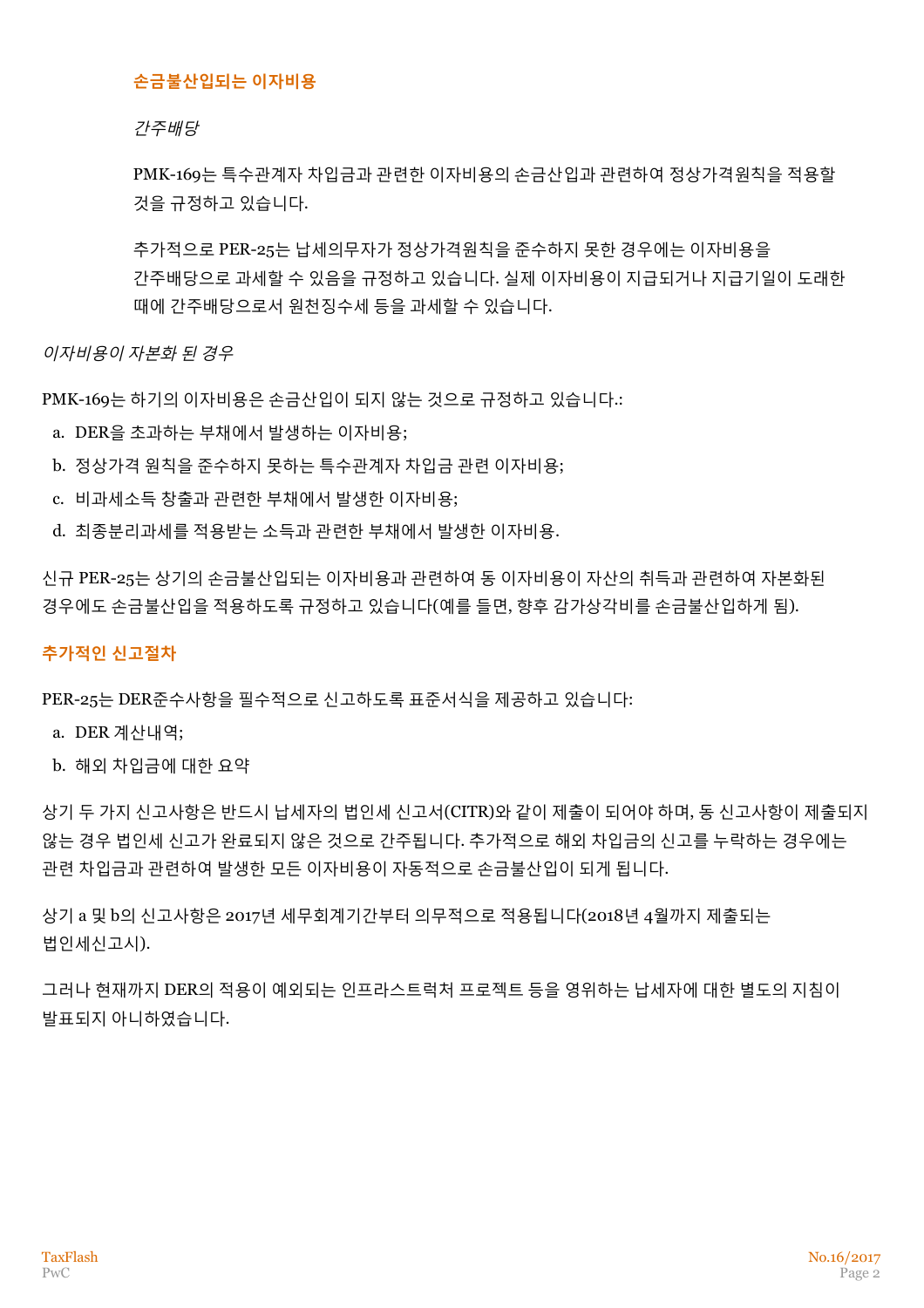## 손금불산입되는 이자비용

*간주배당*

PMK-169는 특수관계자 차입금과 관련한 이자비용의 손금산입과 관련하여 정상가격원칙을 적용할 것을 규정하고 있습니다.

추가적으로 PER-25는 납세의무자가 정상가격원칙을 준수하지 못한 경우에는 이자비용을 간주배당으로 과세할 수 있음을 규정하고 있습니다. 실제 이자비용이 지급되거나 지급기일이 도래한 때에 간주배당으로서 원천징수세 등을 과세할 수 있습니다.

*이자비용이 자본화 된 경우*

PMK-169는 하기의 이자비용은 손금산입이 되지 않는 것으로 규정하고 있습니다.:

a. DER을 초과하는 부채에서 발생하는 이자비용;
b. 정상가격 원칙을 준수하지 못하는 특수관계자 차입금 관련 이자비용;
c. 비과세소득 창출과 관련한 부채에서 발생한 이자비용;
d. 최종분리과세를 적용받는 소득과 관련한 부채에서 발생한 이자비용.

신규 PER-25는 상기의 손금불산입되는 이자비용과 관련하여 동 이자비용이 자산의 취득과 관련하여 자본화된 경우에도 손금불산입을 적용하도록 규정하고 있습니다(예를 들면, 향후 감가상각비를 손금불산입하게 됨).

## 추가적인 신고절차

PER-25는 DER준수사항을 필수적으로 신고하도록 표준서식을 제공하고 있습니다:

a. DER 계산내역;
b. 해외 차입금에 대한 요약

상기 두 가지 신고사항은 반드시 납세자의 법인세 신고서(CITR)와 같이 제출이 되어야 하며, 동 신고사항이 제출되지 않는 경우 법인세 신고가 완료되지 않은 것으로 간주됩니다. 추가적으로 해외 차입금의 신고를 누락하는 경우에는 관련 차입금과 관련하여 발생한 모든 이자비용이 자동적으로 손금불산입이 되게 됩니다.

상기 a 및 b의 신고사항은 2017년 세무회계기간부터 의무적으로 적용됩니다(2018년 4월까지 제출되는 법인세신고시).

그러나 현재까지 DER의 적용이 예외되는 인프라스트럭처 프로젝트 등을 영위하는 납세자에 대한 별도의 지침이 발표되지 아니하였습니다.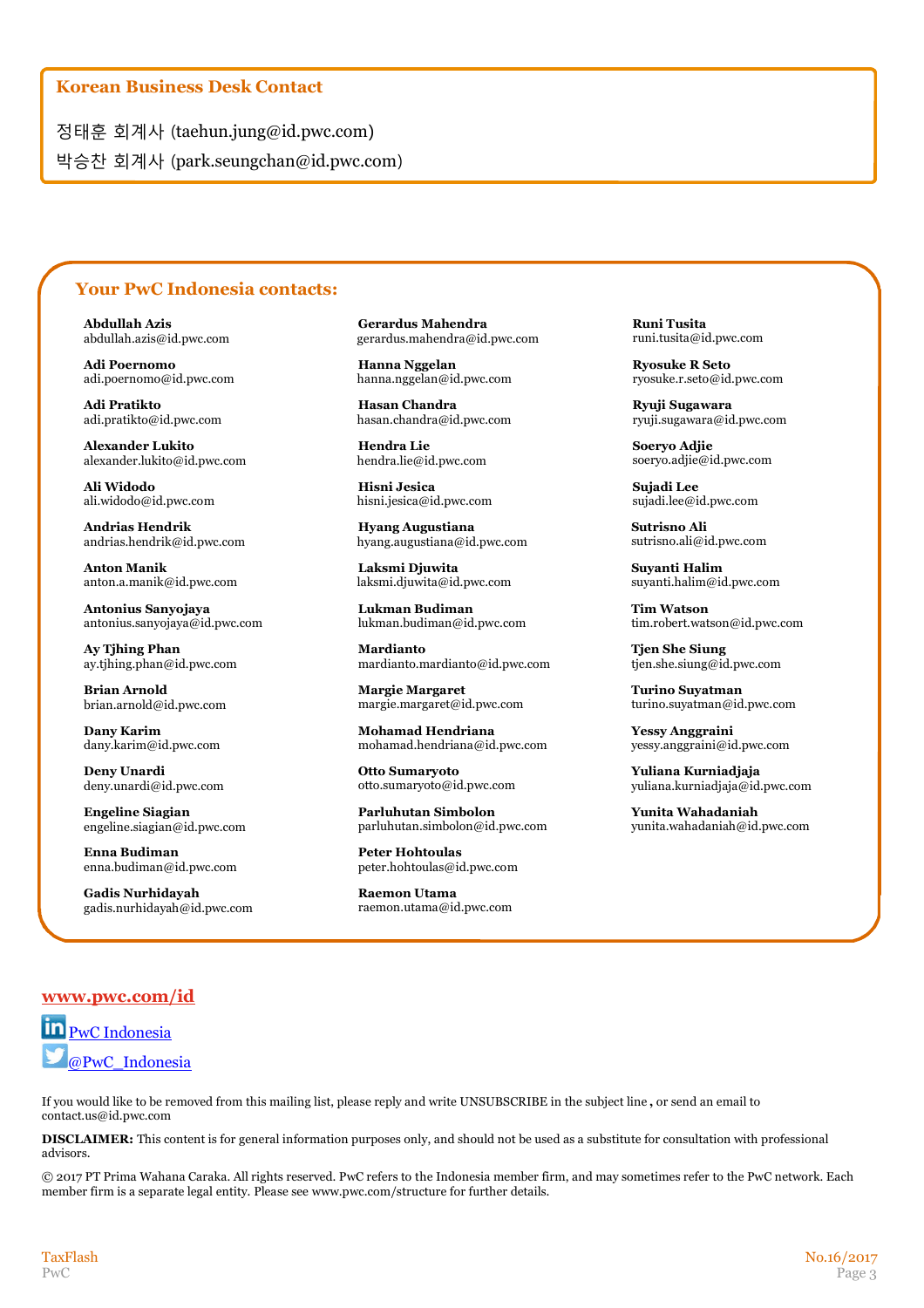## Korean Business Desk Contact

정태훈 회계사 (taehun.jung@id.pwc.com)

박승찬 회계사 (park.seungchan@id.pwc.com)

## Your PwC Indonesia contacts:

**Abdullah Azis**
abdullah.azis@id.pwc.com

**Adi Poernomo**
adi.poernomo@id.pwc.com

**Adi Pratikto**
adi.pratikto@id.pwc.com

**Alexander Lukito**
alexander.lukito@id.pwc.com

**Ali Widodo**
ali.widodo@id.pwc.com

**Andrias Hendrik**
andrias.hendrik@id.pwc.com

**Anton Manik**
anton.a.manik@id.pwc.com

**Antonius Sanyojaya**
antonius.sanyojaya@id.pwc.com

**Ay Tjhing Phan**
ay.tjhing.phan@id.pwc.com

**Brian Arnold**
brian.arnold@id.pwc.com

**Dany Karim**
dany.karim@id.pwc.com

**Deny Unardi**
deny.unardi@id.pwc.com

**Engeline Siagian**
engeline.siagian@id.pwc.com

**Enna Budiman**
enna.budiman@id.pwc.com

**Gadis Nurhidayah**
gadis.nurhidayah@id.pwc.com

**Gerardus Mahendra**
gerardus.mahendra@id.pwc.com

**Hanna Nggelan**
hanna.nggelan@id.pwc.com

**Hasan Chandra**
hasan.chandra@id.pwc.com

**Hendra Lie**
hendra.lie@id.pwc.com

**Hisni Jesica**
hisni.jesica@id.pwc.com

**Hyang Augustiana**
hyang.augustiana@id.pwc.com

**Laksmi Djuwita**
laksmi.djuwita@id.pwc.com

**Lukman Budiman**
lukman.budiman@id.pwc.com

**Mardianto**
mardianto.mardianto@id.pwc.com

**Margie Margaret**
margie.margaret@id.pwc.com

**Mohamad Hendriana**
mohamad.hendriana@id.pwc.com

**Otto Sumaryoto**
otto.sumaryoto@id.pwc.com

**Parluhutan Simbolon**
parluhutan.simbolon@id.pwc.com

**Peter Hohtoulas**
peter.hohtoulas@id.pwc.com

**Raemon Utama**
raemon.utama@id.pwc.com

**Runi Tusita**
runi.tusita@id.pwc.com

**Ryosuke R Seto**
ryosuke.r.seto@id.pwc.com

**Ryuji Sugawara**
ryuji.sugawara@id.pwc.com

**Soeryo Adjie**
soeryo.adjie@id.pwc.com

**Sujadi Lee**
sujadi.lee@id.pwc.com

**Sutrisno Ali**
sutrisno.ali@id.pwc.com

**Suyanti Halim**
suyanti.halim@id.pwc.com

**Tim Watson**
tim.robert.watson@id.pwc.com

**Tjen She Siung**
tjen.she.siung@id.pwc.com

**Turino Suyatman**
turino.suyatman@id.pwc.com

**Yessy Anggraini**
yessy.anggraini@id.pwc.com

**Yuliana Kurniadjaja**
yuliana.kurniadjaja@id.pwc.com

**Yunita Wahadaniah**
yunita.wahadaniah@id.pwc.com

**www.pwc.com/id**

PwC Indonesia

@PwC_Indonesia

If you would like to be removed from this mailing list, please reply and write UNSUBSCRIBE in the subject line **,** or send an email to contact.us@id.pwc.com

**DISCLAIMER:** This content is for general information purposes only, and should not be used as a substitute for consultation with professional advisors.

© 2017 PT Prima Wahana Caraka. All rights reserved. PwC refers to the Indonesia member firm, and may sometimes refer to the PwC network. Each member firm is a separate legal entity. Please see www.pwc.com/structure for further details.